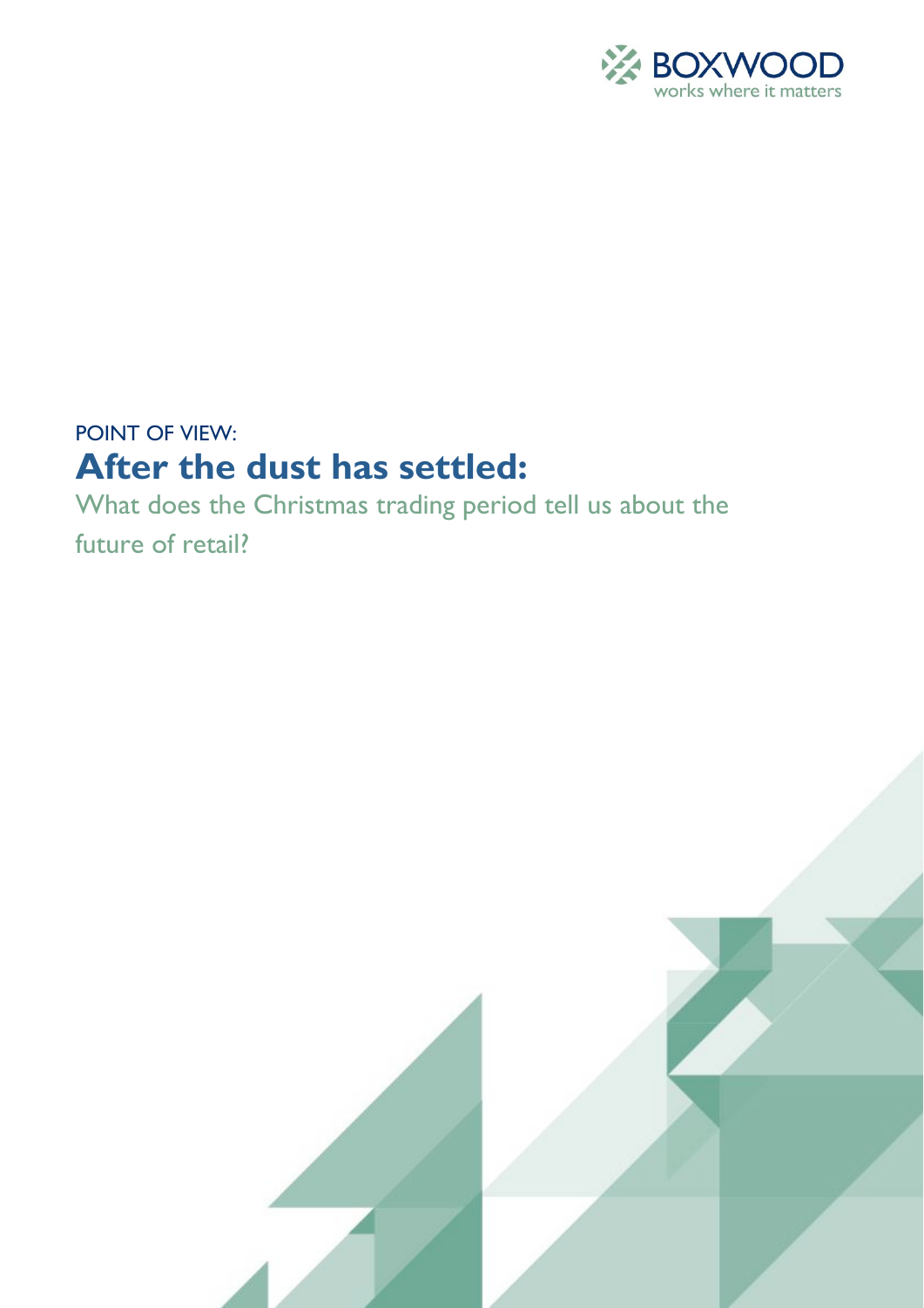BOXWOOD

works where it matters

POINT OF VIEW:

# After the dust has settled:

What does the Christmas trading period tell us about the future of retail?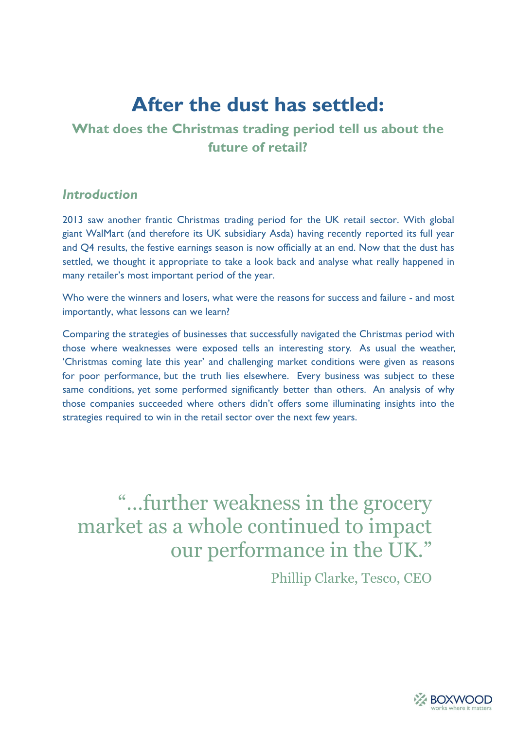# After the dust has settled:

## What does the Christmas trading period tell us about the future of retail?

### *Introduction*

2013 saw another frantic Christmas trading period for the UK retail sector. With global giant WalMart (and therefore its UK subsidiary Asda) having recently reported its full year and Q4 results, the festive earnings season is now officially at an end. Now that the dust has settled, we thought it appropriate to take a look back and analyse what really happened in many retailer's most important period of the year.

Who were the winners and losers, what were the reasons for success and failure - and most importantly, what lessons can we learn?

Comparing the strategies of businesses that successfully navigated the Christmas period with those where weaknesses were exposed tells an interesting story. As usual the weather, 'Christmas coming late this year' and challenging market conditions were given as reasons for poor performance, but the truth lies elsewhere. Every business was subject to these same conditions, yet some performed significantly better than others. An analysis of why those companies succeeded where others didn't offers some illuminating insights into the strategies required to win in the retail sector over the next few years.

> "...further weakness in the grocery market as a whole continued to impact our performance in the UK."
>
> Phillip Clarke, Tesco, CEO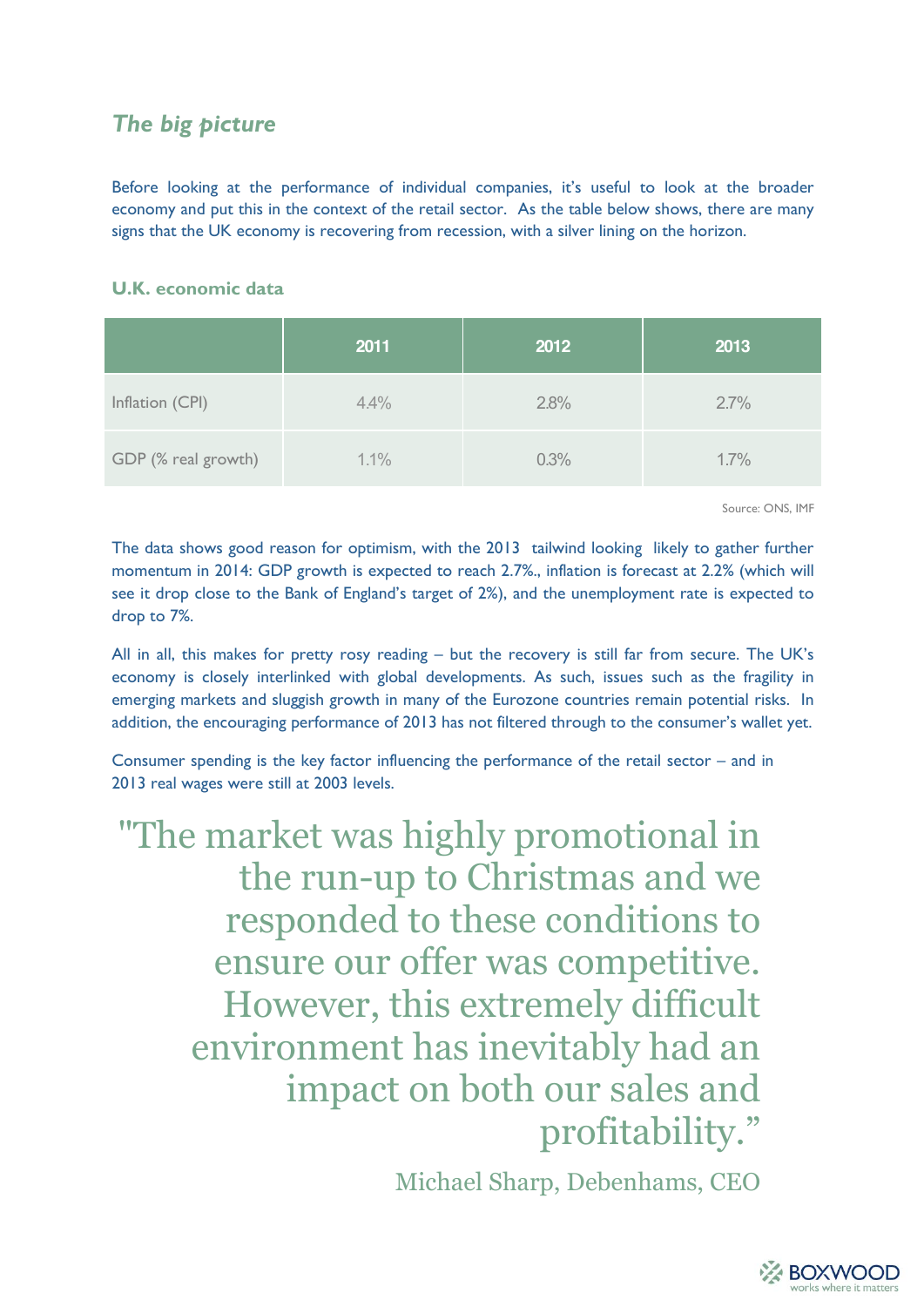## *The big picture*

Before looking at the performance of individual companies, it's useful to look at the broader economy and put this in the context of the retail sector. As the table below shows, there are many signs that the UK economy is recovering from recession, with a silver lining on the horizon.

### U.K. economic data

| | 2011 | 2012 | 2013 |
|---|---|---|---|
| Inflation (CPI) | 4.4% | 2.8% | 2.7% |
| GDP (% real growth) | 1.1% | 0.3% | 1.7% |

Source: ONS, IMF

The data shows good reason for optimism, with the 2013 tailwind looking likely to gather further momentum in 2014: GDP growth is expected to reach 2.7%., inflation is forecast at 2.2% (which will see it drop close to the Bank of England's target of 2%), and the unemployment rate is expected to drop to 7%.

All in all, this makes for pretty rosy reading – but the recovery is still far from secure. The UK's economy is closely interlinked with global developments. As such, issues such as the fragility in emerging markets and sluggish growth in many of the Eurozone countries remain potential risks. In addition, the encouraging performance of 2013 has not filtered through to the consumer's wallet yet.

Consumer spending is the key factor influencing the performance of the retail sector – and in 2013 real wages were still at 2003 levels.

> "The market was highly promotional in the run-up to Christmas and we responded to these conditions to ensure our offer was competitive. However, this extremely difficult environment has inevitably had an impact on both our sales and profitability."
>
> Michael Sharp, Debenhams, CEO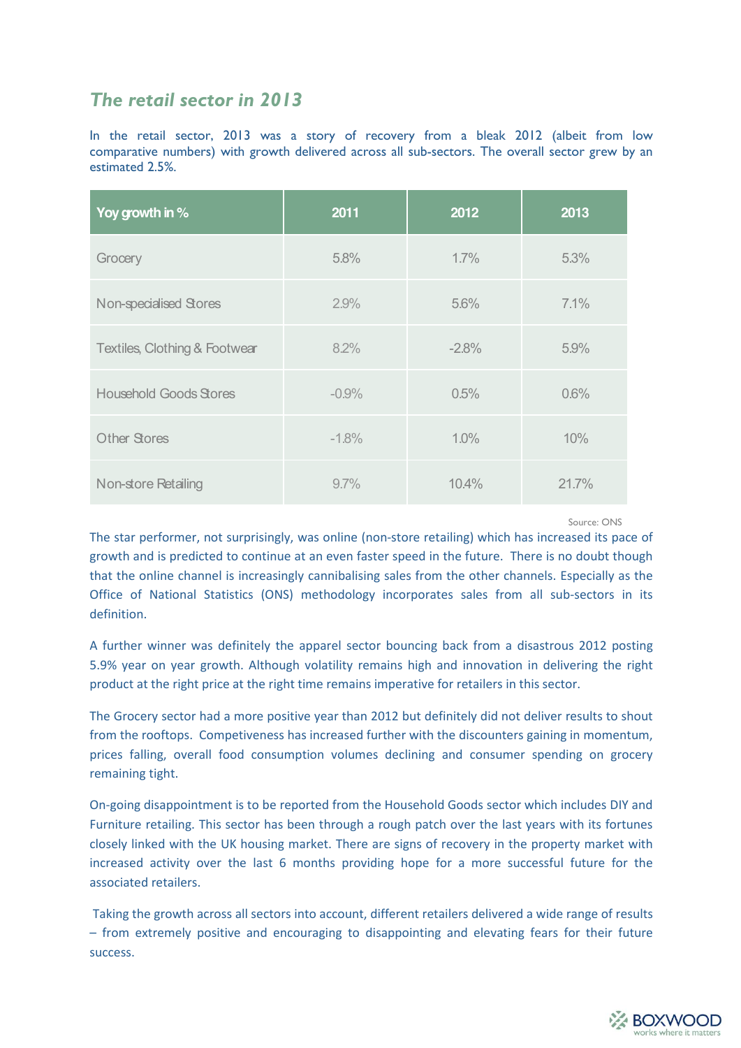## *The retail sector in 2013*

In the retail sector, 2013 was a story of recovery from a bleak 2012 (albeit from low comparative numbers) with growth delivered across all sub-sectors. The overall sector grew by an estimated 2.5%.

| Yoy growth in % | 2011 | 2012 | 2013 |
|---|---|---|---|
| Grocery | 5.8% | 1.7% | 5.3% |
| Non-specialised Stores | 2.9% | 5.6% | 7.1% |
| Textiles, Clothing & Footwear | 8.2% | -2.8% | 5.9% |
| Household Goods Stores | -0.9% | 0.5% | 0.6% |
| Other Stores | -1.8% | 1.0% | 10% |
| Non-store Retailing | 9.7% | 10.4% | 21.7% |

Source: ONS

The star performer, not surprisingly, was online (non-store retailing) which has increased its pace of growth and is predicted to continue at an even faster speed in the future. There is no doubt though that the online channel is increasingly cannibalising sales from the other channels. Especially as the Office of National Statistics (ONS) methodology incorporates sales from all sub-sectors in its definition.

A further winner was definitely the apparel sector bouncing back from a disastrous 2012 posting 5.9% year on year growth. Although volatility remains high and innovation in delivering the right product at the right price at the right time remains imperative for retailers in this sector.

The Grocery sector had a more positive year than 2012 but definitely did not deliver results to shout from the rooftops. Competiveness has increased further with the discounters gaining in momentum, prices falling, overall food consumption volumes declining and consumer spending on grocery remaining tight.

On-going disappointment is to be reported from the Household Goods sector which includes DIY and Furniture retailing. This sector has been through a rough patch over the last years with its fortunes closely linked with the UK housing market. There are signs of recovery in the property market with increased activity over the last 6 months providing hope for a more successful future for the associated retailers.

Taking the growth across all sectors into account, different retailers delivered a wide range of results – from extremely positive and encouraging to disappointing and elevating fears for their future success.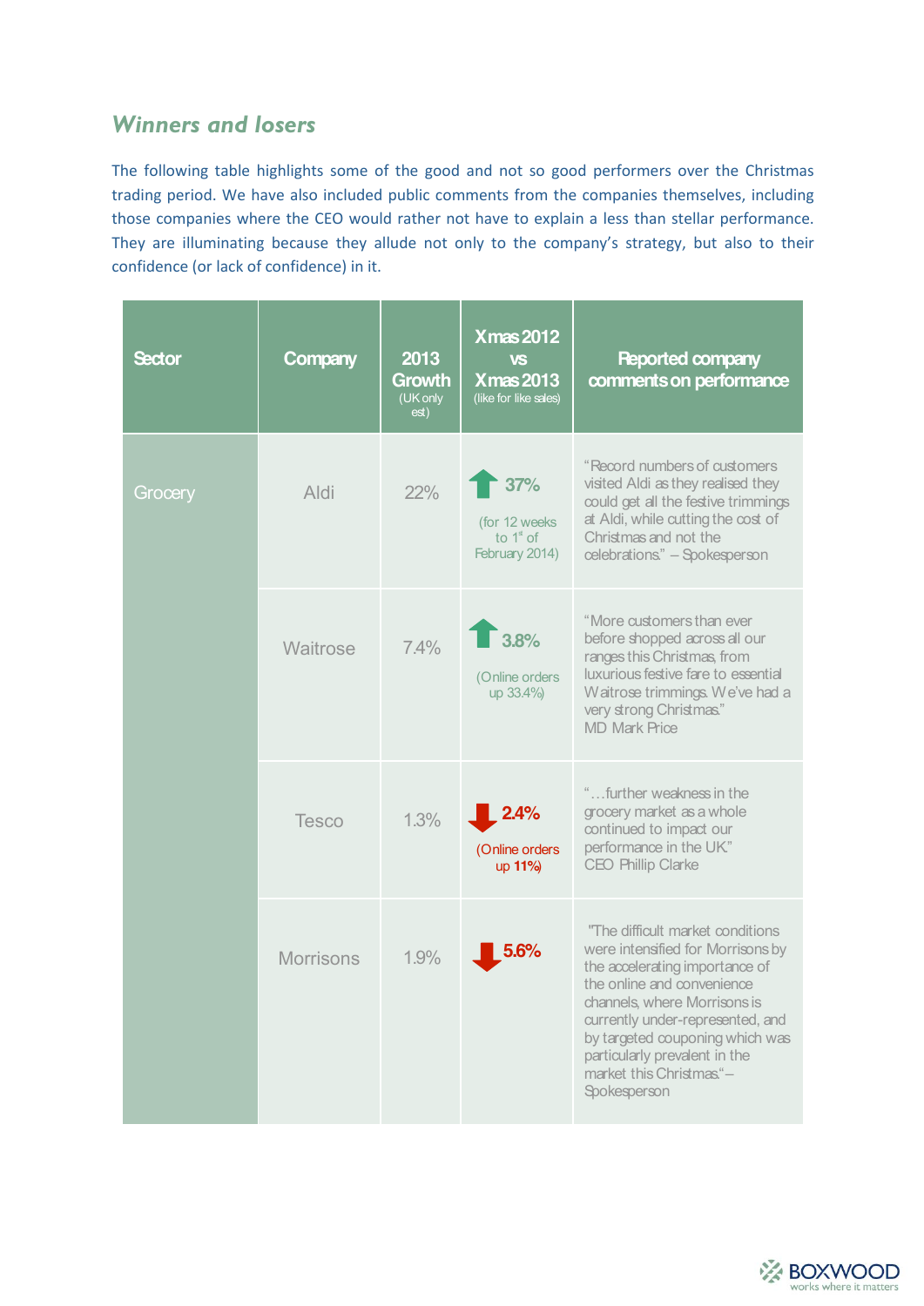## *Winners and losers*

The following table highlights some of the good and not so good performers over the Christmas trading period. We have also included public comments from the companies themselves, including those companies where the CEO would rather not have to explain a less than stellar performance. They are illuminating because they allude not only to the company's strategy, but also to their confidence (or lack of confidence) in it.

| Sector | Company | 2013 Growth (UK only est) | Xmas 2012 vs Xmas 2013 (like for like sales) | Reported company comments on performance |
|---|---|---|---|---|
| Grocery | Aldi | 22% | ↑ 37% (for 12 weeks to 1st of February 2014) | "Record numbers of customers visited Aldi as they realised they could get all the festive trimmings at Aldi, while cutting the cost of Christmas and not the celebrations." – Spokesperson |
| | Waitrose | 7.4% | ↑ 3.8% (Online orders up 33.4%) | "More customers than ever before shopped across all our ranges this Christmas, from luxurious festive fare to essential Waitrose trimmings. We've had a very strong Christmas." MD Mark Price |
| | Tesco | 1.3% | ↓ 2.4% (Online orders up 11%) | "…further weakness in the grocery market as a whole continued to impact our performance in the UK." CEO Phillip Clarke |
| | Morrisons | 1.9% | ↓ 5.6% | "The difficult market conditions were intensified for Morrisons by the accelerating importance of the online and convenience channels, where Morrisons is currently under-represented, and by targeted couponing which was particularly prevalent in the market this Christmas." – Spokesperson |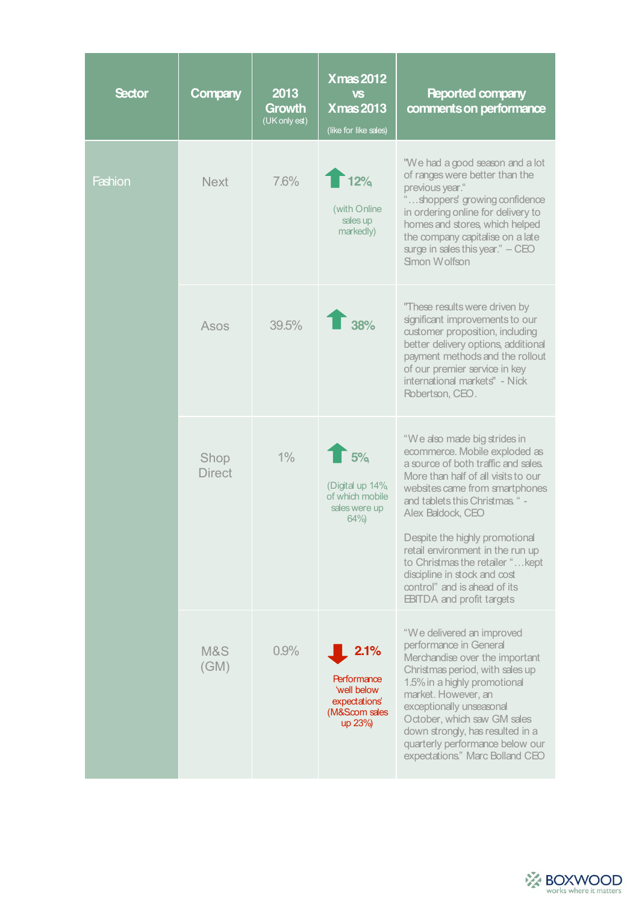| Sector | Company | 2013 Growth (UK only est) | Xmas 2012 vs Xmas 2013 (like for like sales) | Reported company comments on performance |
|---|---|---|---|---|
| Fashion | Next | 7.6% | ↑ 12% (with Online sales up markedly) | "We had a good season and a lot of ranges were better than the previous year." "…shoppers' growing confidence in ordering online for delivery to homes and stores, which helped the company capitalise on a late surge in sales this year." – CEO Simon Wolfson |
| | Asos | 39.5% | ↑ 38% | "These results were driven by significant improvements to our customer proposition, including better delivery options, additional payment methods and the rollout of our premier service in key international markets" - Nick Robertson, CEO. |
| | Shop Direct | 1% | ↑ 5% (Digital up 14% of which mobile sales were up 64%) | "We also made big strides in ecommerce. Mobile exploded as a source of both traffic and sales. More than half of all visits to our websites came from smartphones and tablets this Christmas. " - Alex Baldock, CEO<br><br>Despite the highly promotional retail environment in the run up to Christmas the retailer "…kept discipline in stock and cost control" and is ahead of its EBITDA and profit targets |
| | M&S (GM) | 0.9% | ↓ 2.1% Performance 'well below expectations' (M&S.com sales up 23%) | "We delivered an improved performance in General Merchandise over the important Christmas period, with sales up 1.5% in a highly promotional market. However, an exceptionally unseasonal October, which saw GM sales down strongly, has resulted in a quarterly performance below our expectations." Marc Bolland CEO |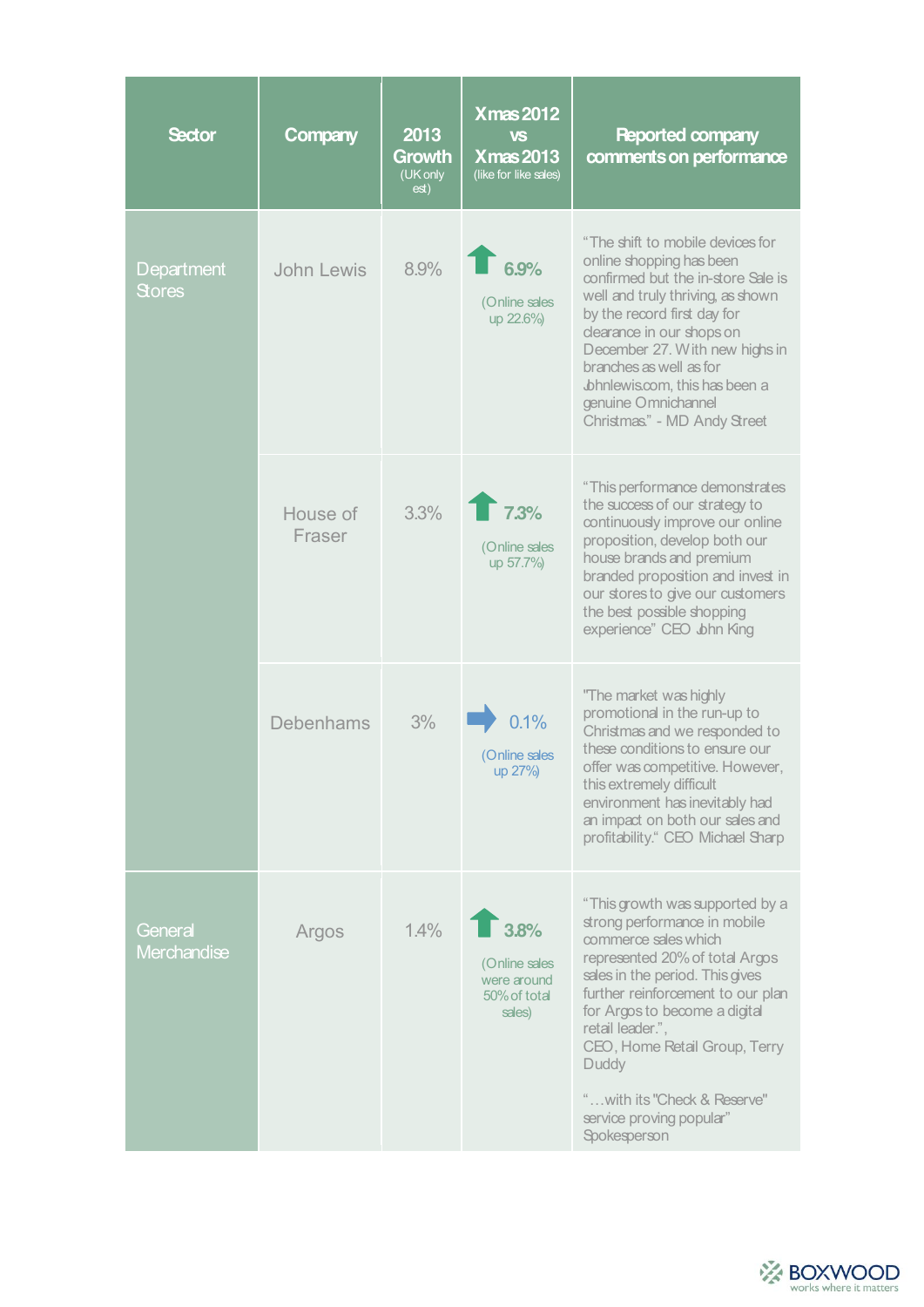| Sector | Company | 2013 Growth (UK only est) | Xmas 2012 vs Xmas 2013 (like for like sales) | Reported company comments on performance |
|---|---|---|---|---|
| Department Stores | John Lewis | 8.9% | 6.9% (Online sales up 22.6%) | "The shift to mobile devices for online shopping has been confirmed but the in-store Sale is well and truly thriving, as shown by the record first day for clearance in our shops on December 27. With new highs in branches as well as for Johnlewis.com, this has been a genuine Omnichannel Christmas." - MD Andy Street |
| | House of Fraser | 3.3% | 7.3% (Online sales up 57.7%) | "This performance demonstrates the success of our strategy to continuously improve our online proposition, develop both our house brands and premium branded proposition and invest in our stores to give our customers the best possible shopping experience" CEO John King |
| | Debenhams | 3% | 0.1% (Online sales up 27%) | "The market was highly promotional in the run-up to Christmas and we responded to these conditions to ensure our offer was competitive. However, this extremely difficult environment has inevitably had an impact on both our sales and profitability." CEO Michael Sharp |
| General Merchandise | Argos | 1.4% | 3.8% (Online sales were around 50% of total sales) | "This growth was supported by a strong performance in mobile commerce sales which represented 20% of total Argos sales in the period. This gives further reinforcement to our plan for Argos to become a digital retail leader.", CEO, Home Retail Group, Terry Duddy<br><br>"…with its "Check & Reserve" service proving popular" Spokesperson |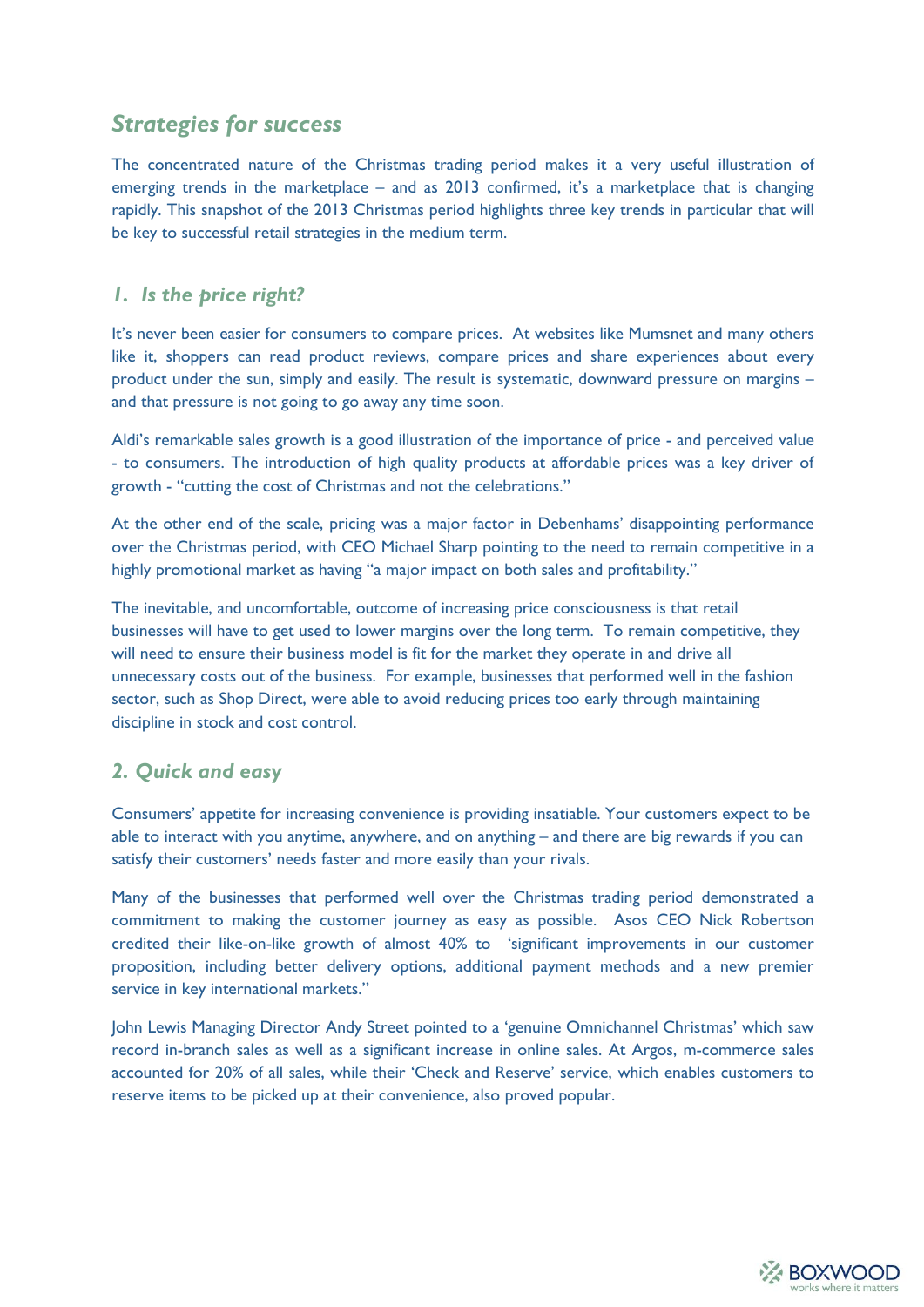## *Strategies for success*

The concentrated nature of the Christmas trading period makes it a very useful illustration of emerging trends in the marketplace – and as 2013 confirmed, it's a marketplace that is changing rapidly. This snapshot of the 2013 Christmas period highlights three key trends in particular that will be key to successful retail strategies in the medium term.

### *1. Is the price right?*

It's never been easier for consumers to compare prices. At websites like Mumsnet and many others like it, shoppers can read product reviews, compare prices and share experiences about every product under the sun, simply and easily. The result is systematic, downward pressure on margins – and that pressure is not going to go away any time soon.

Aldi's remarkable sales growth is a good illustration of the importance of price - and perceived value - to consumers. The introduction of high quality products at affordable prices was a key driver of growth - "cutting the cost of Christmas and not the celebrations."

At the other end of the scale, pricing was a major factor in Debenhams' disappointing performance over the Christmas period, with CEO Michael Sharp pointing to the need to remain competitive in a highly promotional market as having "a major impact on both sales and profitability."

The inevitable, and uncomfortable, outcome of increasing price consciousness is that retail businesses will have to get used to lower margins over the long term. To remain competitive, they will need to ensure their business model is fit for the market they operate in and drive all unnecessary costs out of the business. For example, businesses that performed well in the fashion sector, such as Shop Direct, were able to avoid reducing prices too early through maintaining discipline in stock and cost control.

### *2. Quick and easy*

Consumers' appetite for increasing convenience is providing insatiable. Your customers expect to be able to interact with you anytime, anywhere, and on anything – and there are big rewards if you can satisfy their customers' needs faster and more easily than your rivals.

Many of the businesses that performed well over the Christmas trading period demonstrated a commitment to making the customer journey as easy as possible. Asos CEO Nick Robertson credited their like-on-like growth of almost 40% to 'significant improvements in our customer proposition, including better delivery options, additional payment methods and a new premier service in key international markets."

John Lewis Managing Director Andy Street pointed to a 'genuine Omnichannel Christmas' which saw record in-branch sales as well as a significant increase in online sales. At Argos, m-commerce sales accounted for 20% of all sales, while their 'Check and Reserve' service, which enables customers to reserve items to be picked up at their convenience, also proved popular.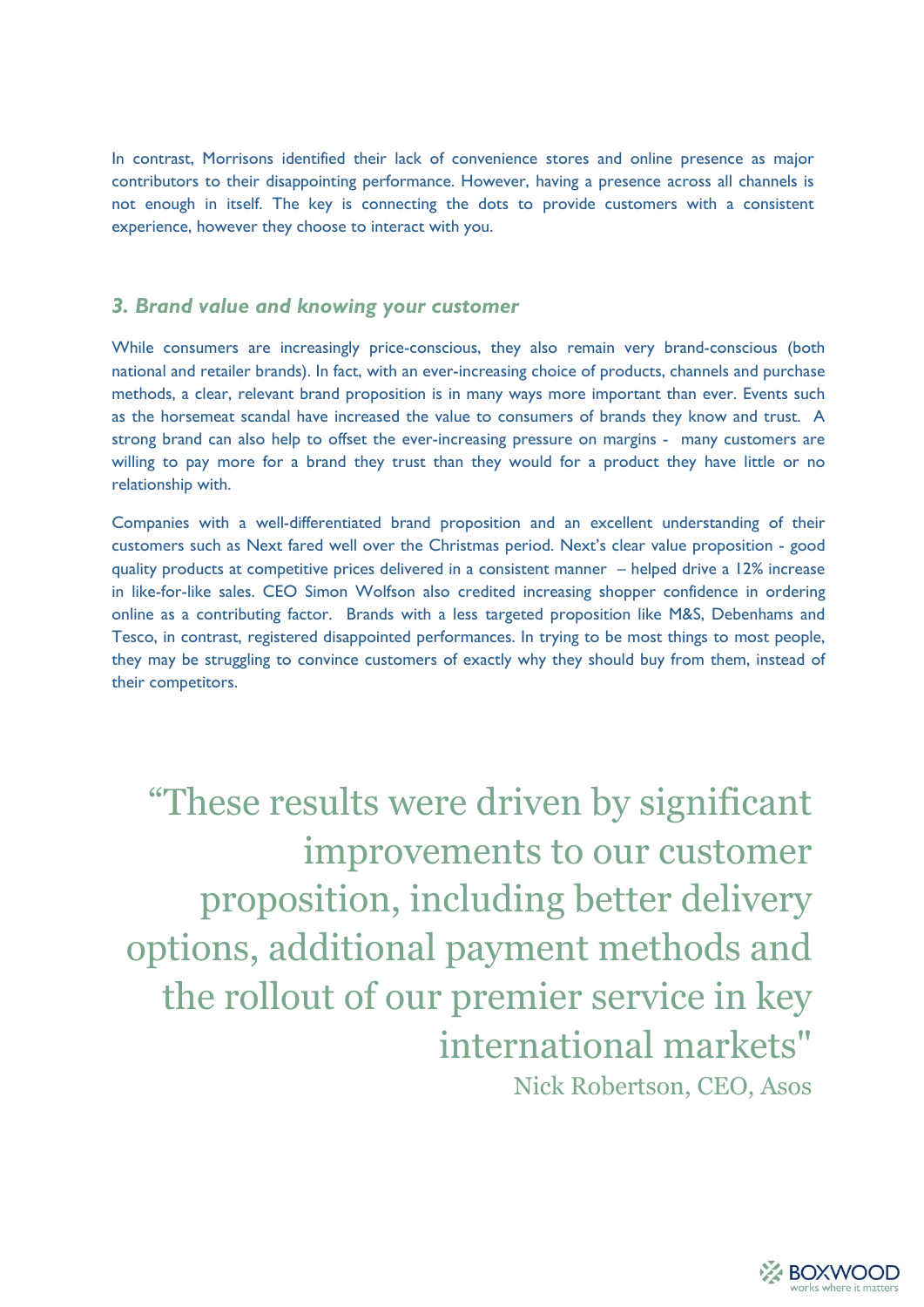In contrast, Morrisons identified their lack of convenience stores and online presence as major contributors to their disappointing performance. However, having a presence across all channels is not enough in itself. The key is connecting the dots to provide customers with a consistent experience, however they choose to interact with you.

### *3. Brand value and knowing your customer*

While consumers are increasingly price-conscious, they also remain very brand-conscious (both national and retailer brands). In fact, with an ever-increasing choice of products, channels and purchase methods, a clear, relevant brand proposition is in many ways more important than ever. Events such as the horsemeat scandal have increased the value to consumers of brands they know and trust. A strong brand can also help to offset the ever-increasing pressure on margins - many customers are willing to pay more for a brand they trust than they would for a product they have little or no relationship with.

Companies with a well-differentiated brand proposition and an excellent understanding of their customers such as Next fared well over the Christmas period. Next's clear value proposition - good quality products at competitive prices delivered in a consistent manner – helped drive a 12% increase in like-for-like sales. CEO Simon Wolfson also credited increasing shopper confidence in ordering online as a contributing factor. Brands with a less targeted proposition like M&S, Debenhams and Tesco, in contrast, registered disappointed performances. In trying to be most things to most people, they may be struggling to convince customers of exactly why they should buy from them, instead of their competitors.

> "These results were driven by significant improvements to our customer proposition, including better delivery options, additional payment methods and the rollout of our premier service in key international markets"
>
> Nick Robertson, CEO, Asos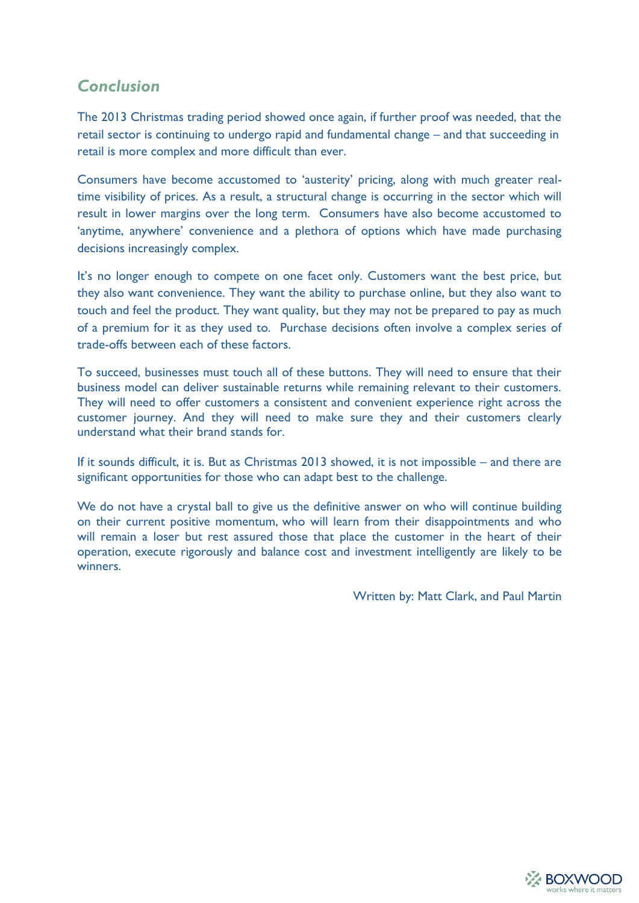## *Conclusion*

The 2013 Christmas trading period showed once again, if further proof was needed, that the retail sector is continuing to undergo rapid and fundamental change – and that succeeding in retail is more complex and more difficult than ever.

Consumers have become accustomed to 'austerity' pricing, along with much greater real-time visibility of prices. As a result, a structural change is occurring in the sector which will result in lower margins over the long term. Consumers have also become accustomed to 'anytime, anywhere' convenience and a plethora of options which have made purchasing decisions increasingly complex.

It's no longer enough to compete on one facet only. Customers want the best price, but they also want convenience. They want the ability to purchase online, but they also want to touch and feel the product. They want quality, but they may not be prepared to pay as much of a premium for it as they used to. Purchase decisions often involve a complex series of trade-offs between each of these factors.

To succeed, businesses must touch all of these buttons. They will need to ensure that their business model can deliver sustainable returns while remaining relevant to their customers. They will need to offer customers a consistent and convenient experience right across the customer journey. And they will need to make sure they and their customers clearly understand what their brand stands for.

If it sounds difficult, it is. But as Christmas 2013 showed, it is not impossible – and there are significant opportunities for those who can adapt best to the challenge.

We do not have a crystal ball to give us the definitive answer on who will continue building on their current positive momentum, who will learn from their disappointments and who will remain a loser but rest assured those that place the customer in the heart of their operation, execute rigorously and balance cost and investment intelligently are likely to be winners.

Written by: Matt Clark, and Paul Martin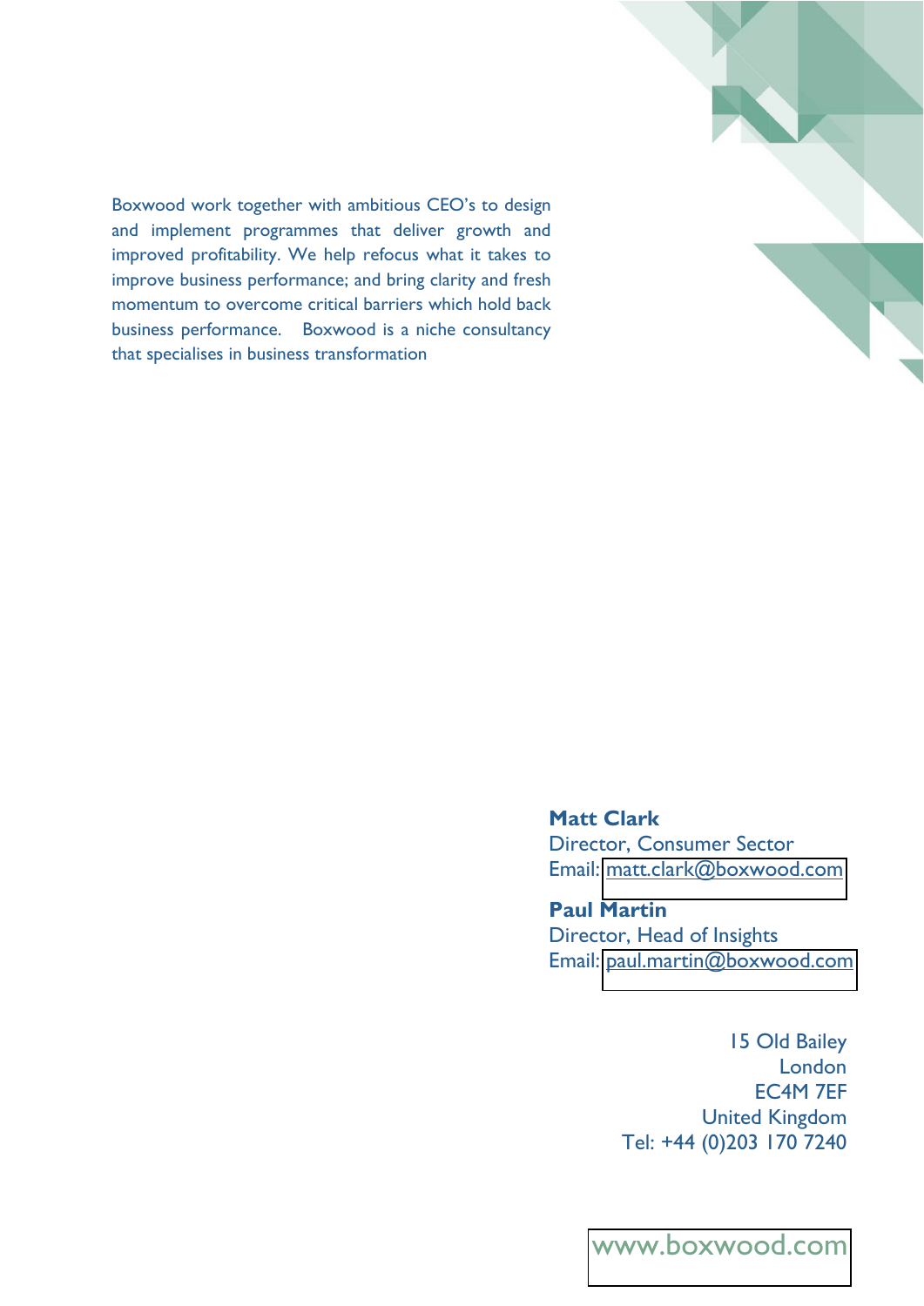Boxwood work together with ambitious CEO's to design and implement programmes that deliver growth and improved profitability. We help refocus what it takes to improve business performance; and bring clarity and fresh momentum to overcome critical barriers which hold back business performance. Boxwood is a niche consultancy that specialises in business transformation

**Matt Clark**
Director, Consumer Sector
Email: matt.clark@boxwood.com

**Paul Martin**
Director, Head of Insights
Email: paul.martin@boxwood.com

15 Old Bailey
London
EC4M 7EF
United Kingdom
Tel: +44 (0)203 170 7240

www.boxwood.com